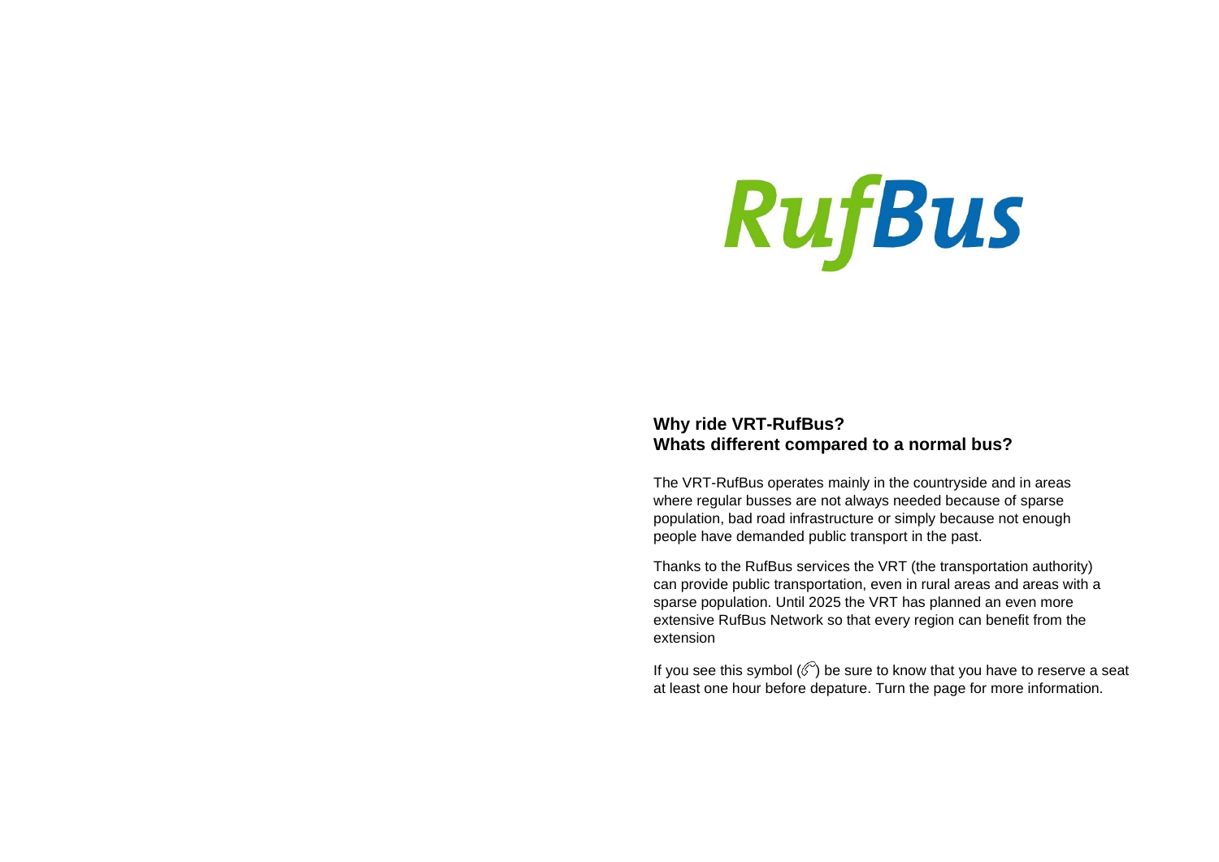# RufBus

**Why ride VRT-RufBus?**
**Whats different compared to a normal bus?**

The VRT-RufBus operates mainly in the countryside and in areas where regular busses are not always needed because of sparse population, bad road infrastructure or simply because not enough people have demanded public transport in the past.

Thanks to the RufBus services the VRT (the transportation authority) can provide public transportation, even in rural areas and areas with a sparse population. Until 2025 the VRT has planned an even more extensive RufBus Network so that every region can benefit from the extension

If you see this symbol (✆) be sure to know that you have to reserve a seat at least one hour before depature. Turn the page for more information.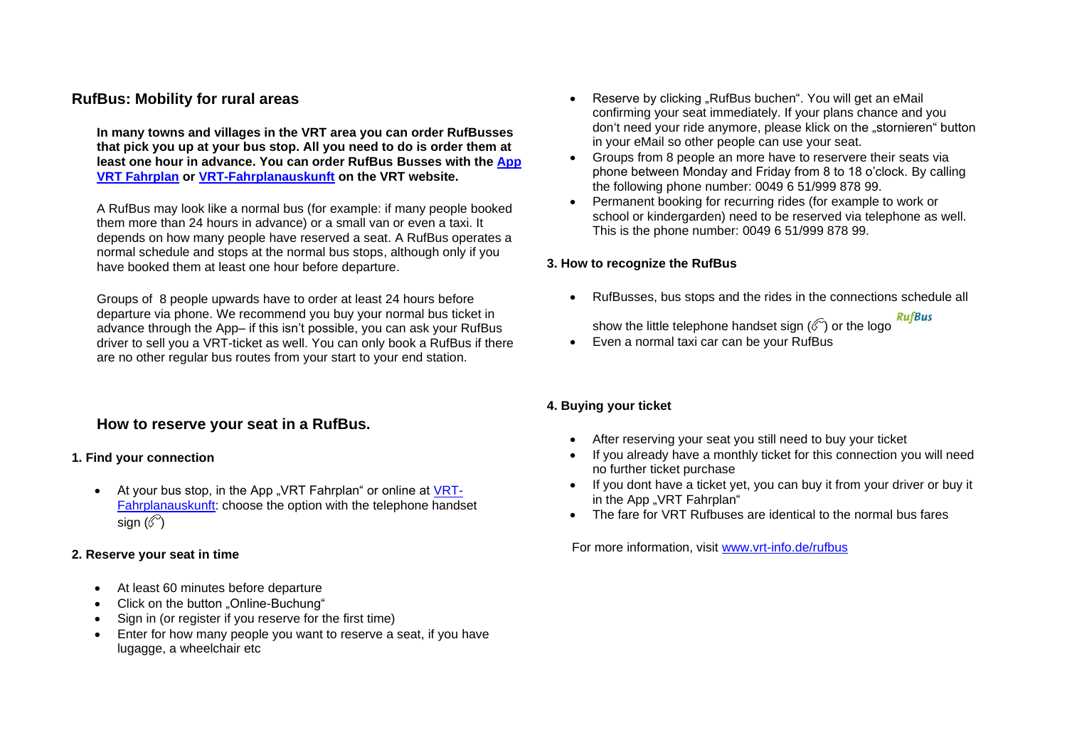## RufBus: Mobility for rural areas

**In many towns and villages in the VRT area you can order RufBusses that pick you up at your bus stop. All you need to do is order them at least one hour in advance. You can order RufBus Busses with the App VRT Fahrplan or VRT-Fahrplanauskunft on the VRT website.**

A RufBus may look like a normal bus (for example: if many people booked them more than 24 hours in advance) or a small van or even a taxi. It depends on how many people have reserved a seat. A RufBus operates a normal schedule and stops at the normal bus stops, although only if you have booked them at least one hour before departure.

Groups of 8 people upwards have to order at least 24 hours before departure via phone. We recommend you buy your normal bus ticket in advance through the App– if this isn't possible, you can ask your RufBus driver to sell you a VRT-ticket as well. You can only book a RufBus if there are no other regular bus routes from your start to your end station.

## How to reserve your seat in a RufBus.

### 1. Find your connection

- At your bus stop, in the App „VRT Fahrplan" or online at VRT-Fahrplanauskunft: choose the option with the telephone handset sign (✆)

### 2. Reserve your seat in time

- At least 60 minutes before departure
- Click on the button „Online-Buchung"
- Sign in (or register if you reserve for the first time)
- Enter for how many people you want to reserve a seat, if you have lugagge, a wheelchair etc
- Reserve by clicking „RufBus buchen". You will get an eMail confirming your seat immediately. If your plans chance and you don't need your ride anymore, please klick on the „stornieren" button in your eMail so other people can use your seat.
- Groups from 8 people an more have to reservere their seats via phone between Monday and Friday from 8 to 18 o'clock. By calling the following phone number: 0049 6 51/999 878 99.
- Permanent booking for recurring rides (for example to work or school or kindergarden) need to be reserved via telephone as well. This is the phone number: 0049 6 51/999 878 99.

### 3. How to recognize the RufBus

- RufBusses, bus stops and the rides in the connections schedule all show the little telephone handset sign (✆) or the logo RufBus
- Even a normal taxi car can be your RufBus

### 4. Buying your ticket

- After reserving your seat you still need to buy your ticket
- If you already have a monthly ticket for this connection you will need no further ticket purchase
- If you dont have a ticket yet, you can buy it from your driver or buy it in the App „VRT Fahrplan"
- The fare for VRT Rufbuses are identical to the normal bus fares

For more information, visit www.vrt-info.de/rufbus